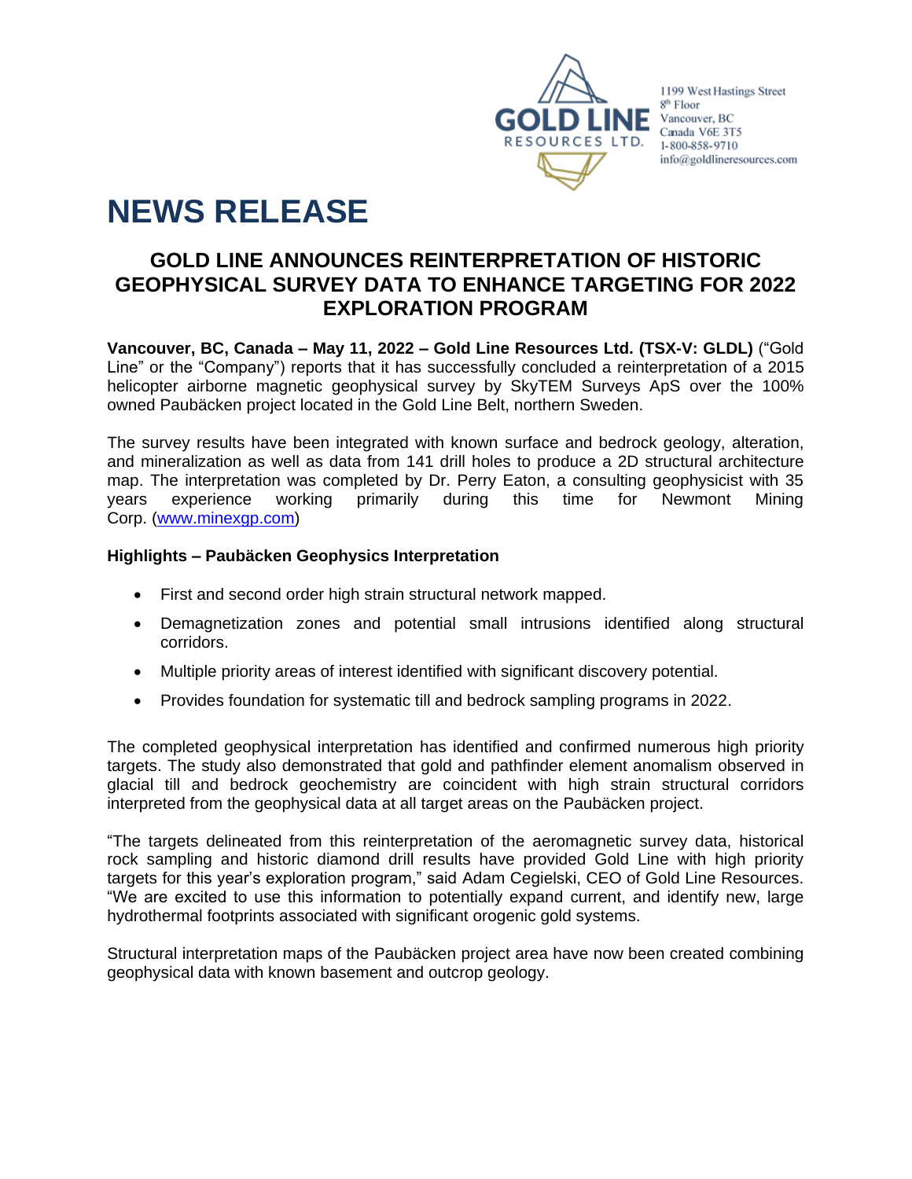GOLD LINE RESOURCES LTD.

1199 West Hastings Street
8th Floor
Vancouver, BC
Canada V6E 3T5
1-800-858-9710
info@goldlineresources.com

# NEWS RELEASE

## GOLD LINE ANNOUNCES REINTERPRETATION OF HISTORIC GEOPHYSICAL SURVEY DATA TO ENHANCE TARGETING FOR 2022 EXPLORATION PROGRAM

**Vancouver, BC, Canada – May 11, 2022 – Gold Line Resources Ltd. (TSX-V: GLDL)** ("Gold Line" or the "Company") reports that it has successfully concluded a reinterpretation of a 2015 helicopter airborne magnetic geophysical survey by SkyTEM Surveys ApS over the 100% owned Paubäcken project located in the Gold Line Belt, northern Sweden.

The survey results have been integrated with known surface and bedrock geology, alteration, and mineralization as well as data from 141 drill holes to produce a 2D structural architecture map. The interpretation was completed by Dr. Perry Eaton, a consulting geophysicist with 35 years experience working primarily during this time for Newmont Mining Corp. (www.minexgp.com)

**Highlights – Paubäcken Geophysics Interpretation**

- First and second order high strain structural network mapped.
- Demagnetization zones and potential small intrusions identified along structural corridors.
- Multiple priority areas of interest identified with significant discovery potential.
- Provides foundation for systematic till and bedrock sampling programs in 2022.

The completed geophysical interpretation has identified and confirmed numerous high priority targets. The study also demonstrated that gold and pathfinder element anomalism observed in glacial till and bedrock geochemistry are coincident with high strain structural corridors interpreted from the geophysical data at all target areas on the Paubäcken project.

"The targets delineated from this reinterpretation of the aeromagnetic survey data, historical rock sampling and historic diamond drill results have provided Gold Line with high priority targets for this year's exploration program," said Adam Cegielski, CEO of Gold Line Resources. "We are excited to use this information to potentially expand current, and identify new, large hydrothermal footprints associated with significant orogenic gold systems.

Structural interpretation maps of the Paubäcken project area have now been created combining geophysical data with known basement and outcrop geology.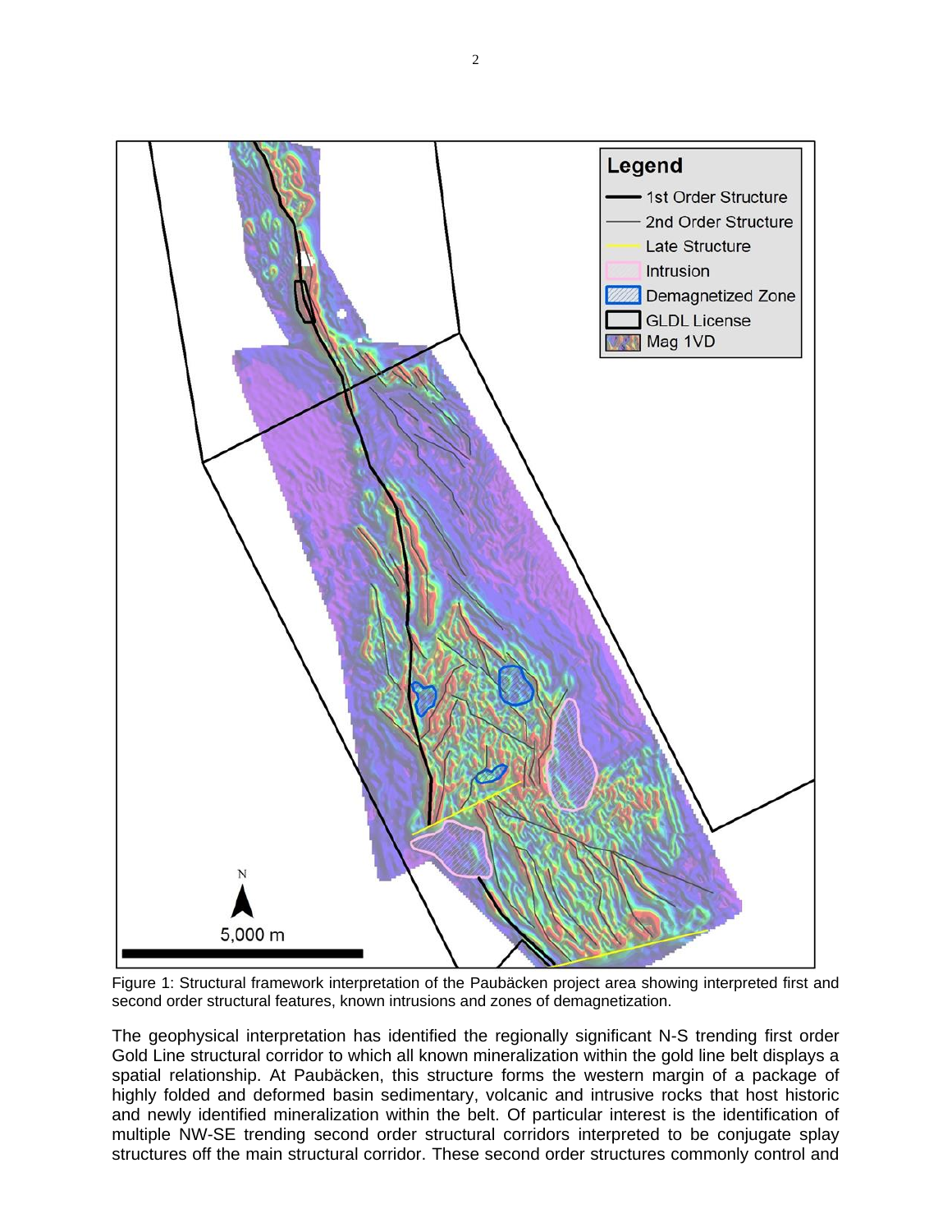Figure 1: Structural framework interpretation of the Paubäcken project area showing interpreted first and second order structural features, known intrusions and zones of demagnetization.

The geophysical interpretation has identified the regionally significant N-S trending first order Gold Line structural corridor to which all known mineralization within the gold line belt displays a spatial relationship. At Paubäcken, this structure forms the western margin of a package of highly folded and deformed basin sedimentary, volcanic and intrusive rocks that host historic and newly identified mineralization within the belt. Of particular interest is the identification of multiple NW-SE trending second order structural corridors interpreted to be conjugate splay structures off the main structural corridor. These second order structures commonly control and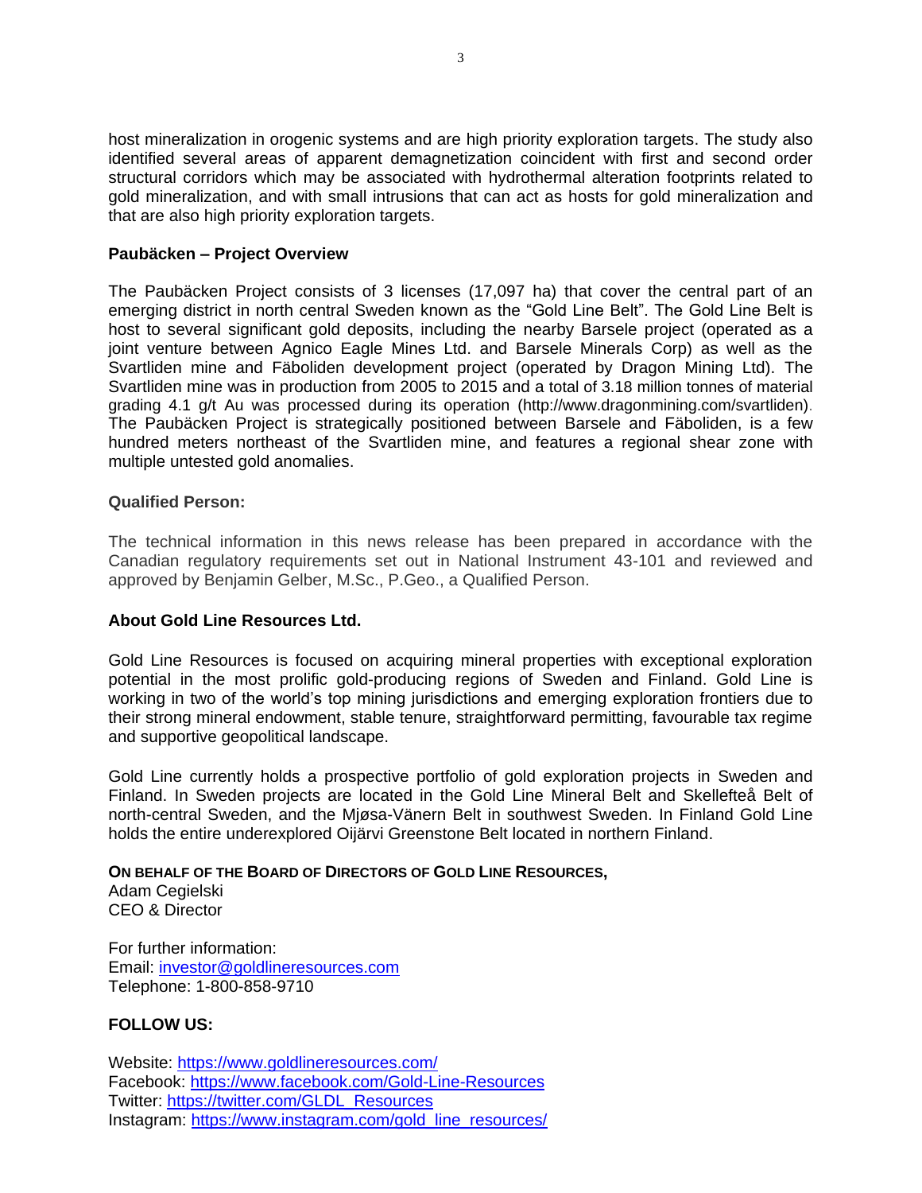host mineralization in orogenic systems and are high priority exploration targets. The study also identified several areas of apparent demagnetization coincident with first and second order structural corridors which may be associated with hydrothermal alteration footprints related to gold mineralization, and with small intrusions that can act as hosts for gold mineralization and that are also high priority exploration targets.

**Paubäcken – Project Overview**

The Paubäcken Project consists of 3 licenses (17,097 ha) that cover the central part of an emerging district in north central Sweden known as the "Gold Line Belt". The Gold Line Belt is host to several significant gold deposits, including the nearby Barsele project (operated as a joint venture between Agnico Eagle Mines Ltd. and Barsele Minerals Corp) as well as the Svartliden mine and Fäboliden development project (operated by Dragon Mining Ltd). The Svartliden mine was in production from 2005 to 2015 and a total of 3.18 million tonnes of material grading 4.1 g/t Au was processed during its operation (http://www.dragonmining.com/svartliden). The Paubäcken Project is strategically positioned between Barsele and Fäboliden, is a few hundred meters northeast of the Svartliden mine, and features a regional shear zone with multiple untested gold anomalies.

**Qualified Person:**

The technical information in this news release has been prepared in accordance with the Canadian regulatory requirements set out in National Instrument 43-101 and reviewed and approved by Benjamin Gelber, M.Sc., P.Geo., a Qualified Person.

**About Gold Line Resources Ltd.**

Gold Line Resources is focused on acquiring mineral properties with exceptional exploration potential in the most prolific gold-producing regions of Sweden and Finland. Gold Line is working in two of the world's top mining jurisdictions and emerging exploration frontiers due to their strong mineral endowment, stable tenure, straightforward permitting, favourable tax regime and supportive geopolitical landscape.

Gold Line currently holds a prospective portfolio of gold exploration projects in Sweden and Finland. In Sweden projects are located in the Gold Line Mineral Belt and Skellefteå Belt of north-central Sweden, and the Mjøsa-Vänern Belt in southwest Sweden. In Finland Gold Line holds the entire underexplored Oijärvi Greenstone Belt located in northern Finland.

**ON BEHALF OF THE BOARD OF DIRECTORS OF GOLD LINE RESOURCES,**
Adam Cegielski
CEO & Director

For further information:
Email: investor@goldlineresources.com
Telephone: 1-800-858-9710

**FOLLOW US:**

Website: https://www.goldlineresources.com/
Facebook: https://www.facebook.com/Gold-Line-Resources
Twitter: https://twitter.com/GLDL_Resources
Instagram: https://www.instagram.com/gold_line_resources/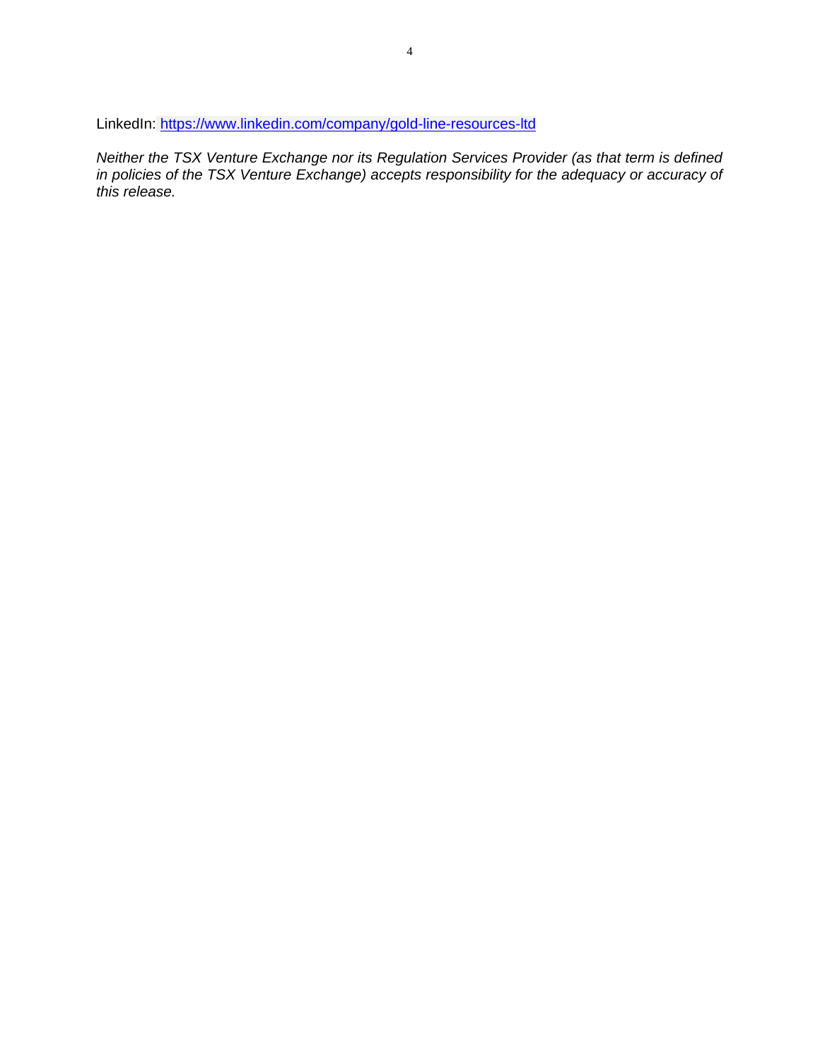LinkedIn: [https://www.linkedin.com/company/gold-line-resources-ltd](https://www.linkedin.com/company/gold-line-resources-ltd)

*Neither the TSX Venture Exchange nor its Regulation Services Provider (as that term is defined in policies of the TSX Venture Exchange) accepts responsibility for the adequacy or accuracy of this release.*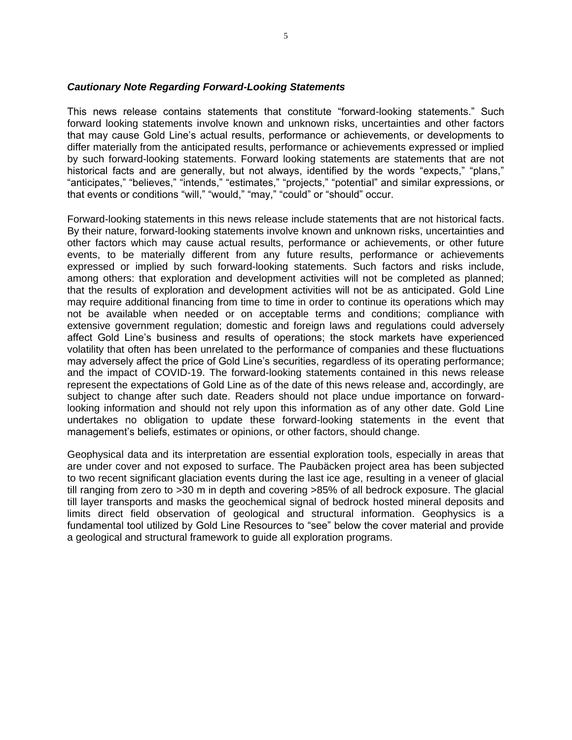***Cautionary Note Regarding Forward-Looking Statements***

This news release contains statements that constitute "forward-looking statements." Such forward looking statements involve known and unknown risks, uncertainties and other factors that may cause Gold Line's actual results, performance or achievements, or developments to differ materially from the anticipated results, performance or achievements expressed or implied by such forward-looking statements. Forward looking statements are statements that are not historical facts and are generally, but not always, identified by the words "expects," "plans," "anticipates," "believes," "intends," "estimates," "projects," "potential" and similar expressions, or that events or conditions "will," "would," "may," "could" or "should" occur.

Forward-looking statements in this news release include statements that are not historical facts. By their nature, forward-looking statements involve known and unknown risks, uncertainties and other factors which may cause actual results, performance or achievements, or other future events, to be materially different from any future results, performance or achievements expressed or implied by such forward-looking statements. Such factors and risks include, among others: that exploration and development activities will not be completed as planned; that the results of exploration and development activities will not be as anticipated. Gold Line may require additional financing from time to time in order to continue its operations which may not be available when needed or on acceptable terms and conditions; compliance with extensive government regulation; domestic and foreign laws and regulations could adversely affect Gold Line's business and results of operations; the stock markets have experienced volatility that often has been unrelated to the performance of companies and these fluctuations may adversely affect the price of Gold Line's securities, regardless of its operating performance; and the impact of COVID-19. The forward-looking statements contained in this news release represent the expectations of Gold Line as of the date of this news release and, accordingly, are subject to change after such date. Readers should not place undue importance on forward-looking information and should not rely upon this information as of any other date. Gold Line undertakes no obligation to update these forward-looking statements in the event that management's beliefs, estimates or opinions, or other factors, should change.

Geophysical data and its interpretation are essential exploration tools, especially in areas that are under cover and not exposed to surface. The Paubäcken project area has been subjected to two recent significant glaciation events during the last ice age, resulting in a veneer of glacial till ranging from zero to >30 m in depth and covering >85% of all bedrock exposure. The glacial till layer transports and masks the geochemical signal of bedrock hosted mineral deposits and limits direct field observation of geological and structural information. Geophysics is a fundamental tool utilized by Gold Line Resources to "see" below the cover material and provide a geological and structural framework to guide all exploration programs.